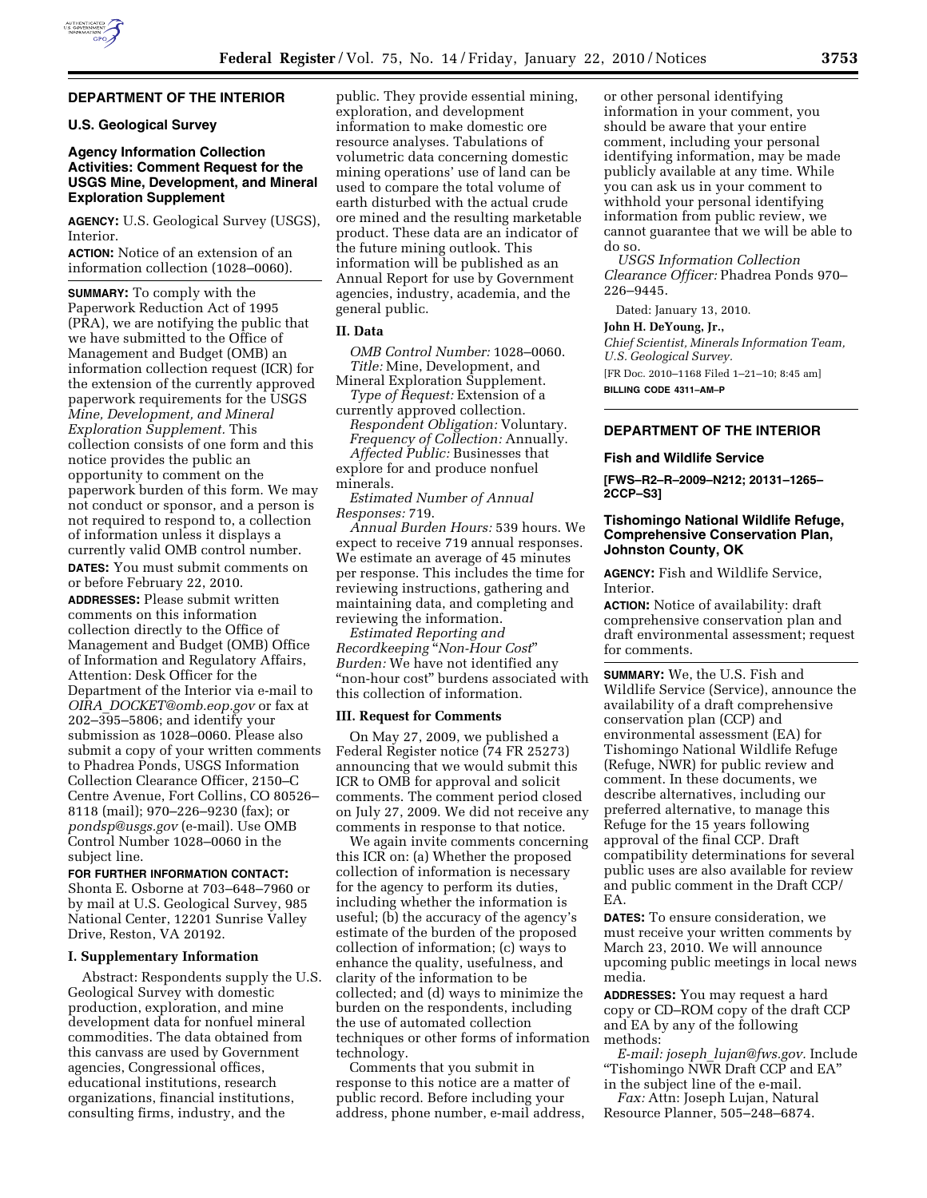## DEPARTMENT OF THE INTERIOR

### U.S. Geological Survey

### Agency Information Collection Activities: Comment Request for the USGS Mine, Development, and Mineral Exploration Supplement

**AGENCY:** U.S. Geological Survey (USGS), Interior.

**ACTION:** Notice of an extension of an information collection (1028–0060).

**SUMMARY:** To comply with the Paperwork Reduction Act of 1995 (PRA), we are notifying the public that we have submitted to the Office of Management and Budget (OMB) an information collection request (ICR) for the extension of the currently approved paperwork requirements for the USGS *Mine, Development, and Mineral Exploration Supplement.* This collection consists of one form and this notice provides the public an opportunity to comment on the paperwork burden of this form. We may not conduct or sponsor, and a person is not required to respond to, a collection of information unless it displays a currently valid OMB control number.

**DATES:** You must submit comments on or before February 22, 2010.

**ADDRESSES:** Please submit written comments on this information collection directly to the Office of Management and Budget (OMB) Office of Information and Regulatory Affairs, Attention: Desk Officer for the Department of the Interior via e-mail to *OIRA_DOCKET@omb.eop.gov* or fax at 202–395–5806; and identify your submission as 1028–0060. Please also submit a copy of your written comments to Phadrea Ponds, USGS Information Collection Clearance Officer, 2150–C Centre Avenue, Fort Collins, CO 80526–8118 (mail); 970–226–9230 (fax); or *pondsp@usgs.gov* (e-mail). Use OMB Control Number 1028–0060 in the subject line.

**FOR FURTHER INFORMATION CONTACT:** Shonta E. Osborne at 703–648–7960 or by mail at U.S. Geological Survey, 985 National Center, 12201 Sunrise Valley Drive, Reston, VA 20192.

#### I. Supplementary Information

Abstract: Respondents supply the U.S. Geological Survey with domestic production, exploration, and mine development data for nonfuel mineral commodities. The data obtained from this canvass are used by Government agencies, Congressional offices, educational institutions, research organizations, financial institutions, consulting firms, industry, and the public. They provide essential mining, exploration, and development information to make domestic ore resource analyses. Tabulations of volumetric data concerning domestic mining operations' use of land can be used to compare the total volume of earth disturbed with the actual crude ore mined and the resulting marketable product. These data are an indicator of the future mining outlook. This information will be published as an Annual Report for use by Government agencies, industry, academia, and the general public.

#### II. Data

*OMB Control Number:* 1028–0060.

*Title:* Mine, Development, and Mineral Exploration Supplement.

*Type of Request:* Extension of a currently approved collection.

*Respondent Obligation:* Voluntary.

*Frequency of Collection:* Annually.

*Affected Public:* Businesses that explore for and produce nonfuel minerals.

*Estimated Number of Annual Responses:* 719.

*Annual Burden Hours:* 539 hours. We expect to receive 719 annual responses. We estimate an average of 45 minutes per response. This includes the time for reviewing instructions, gathering and maintaining data, and completing and reviewing the information.

*Estimated Reporting and Recordkeeping "Non-Hour Cost" Burden:* We have not identified any "non-hour cost" burdens associated with this collection of information.

#### III. Request for Comments

On May 27, 2009, we published a Federal Register notice (74 FR 25273) announcing that we would submit this ICR to OMB for approval and solicit comments. The comment period closed on July 27, 2009. We did not receive any comments in response to that notice.

We again invite comments concerning this ICR on: (a) Whether the proposed collection of information is necessary for the agency to perform its duties, including whether the information is useful; (b) the accuracy of the agency's estimate of the burden of the proposed collection of information; (c) ways to enhance the quality, usefulness, and clarity of the information to be collected; and (d) ways to minimize the burden on the respondents, including the use of automated collection techniques or other forms of information technology.

Comments that you submit in response to this notice are a matter of public record. Before including your address, phone number, e-mail address, or other personal identifying information in your comment, you should be aware that your entire comment, including your personal identifying information, may be made publicly available at any time. While you can ask us in your comment to withhold your personal identifying information from public review, we cannot guarantee that we will be able to do so.

*USGS Information Collection Clearance Officer:* Phadrea Ponds 970–226–9445.

Dated: January 13, 2010.

**John H. DeYoung, Jr.,**

*Chief Scientist, Minerals Information Team, U.S. Geological Survey.*

[FR Doc. 2010–1168 Filed 1–21–10; 8:45 am]

**BILLING CODE 4311–AM–P**

## DEPARTMENT OF THE INTERIOR

### Fish and Wildlife Service

**[FWS–R2–R–2009–N212; 20131–1265–2CCP–S3]**

### Tishomingo National Wildlife Refuge, Comprehensive Conservation Plan, Johnston County, OK

**AGENCY:** Fish and Wildlife Service, Interior.

**ACTION:** Notice of availability: draft comprehensive conservation plan and draft environmental assessment; request for comments.

**SUMMARY:** We, the U.S. Fish and Wildlife Service (Service), announce the availability of a draft comprehensive conservation plan (CCP) and environmental assessment (EA) for Tishomingo National Wildlife Refuge (Refuge, NWR) for public review and comment. In these documents, we describe alternatives, including our preferred alternative, to manage this Refuge for the 15 years following approval of the final CCP. Draft compatibility determinations for several public uses are also available for review and public comment in the Draft CCP/EA.

**DATES:** To ensure consideration, we must receive your written comments by March 23, 2010. We will announce upcoming public meetings in local news media.

**ADDRESSES:** You may request a hard copy or CD–ROM copy of the draft CCP and EA by any of the following methods:

*E-mail: joseph_lujan@fws.gov.* Include "Tishomingo NWR Draft CCP and EA" in the subject line of the e-mail.

*Fax:* Attn: Joseph Lujan, Natural Resource Planner, 505–248–6874.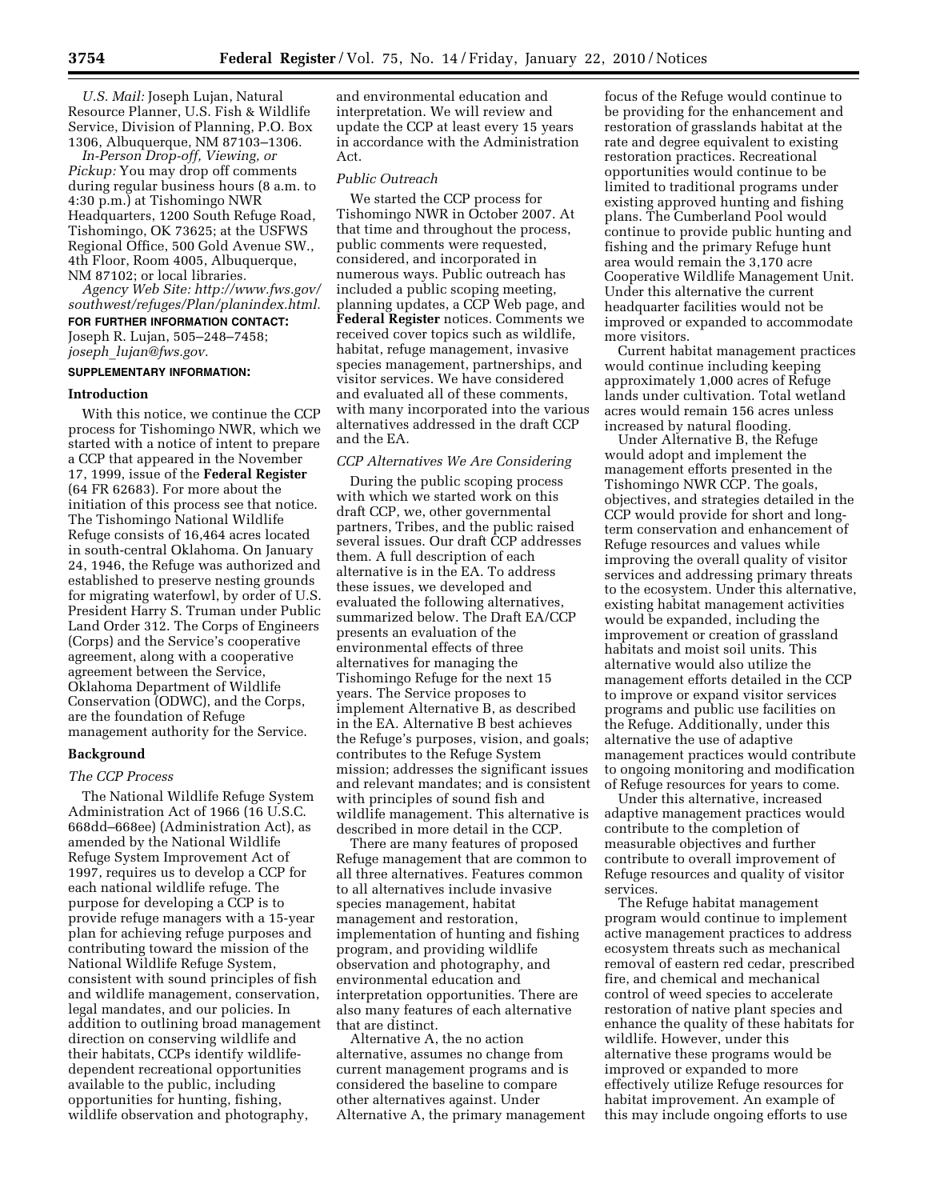*U.S. Mail:* Joseph Lujan, Natural Resource Planner, U.S. Fish & Wildlife Service, Division of Planning, P.O. Box 1306, Albuquerque, NM 87103–1306.

*In-Person Drop-off, Viewing, or Pickup:* You may drop off comments during regular business hours (8 a.m. to 4:30 p.m.) at Tishomingo NWR Headquarters, 1200 South Refuge Road, Tishomingo, OK 73625; at the USFWS Regional Office, 500 Gold Avenue SW., 4th Floor, Room 4005, Albuquerque, NM 87102; or local libraries.

*Agency Web Site: http://www.fws.gov/southwest/refuges/Plan/planindex.html.*

**FOR FURTHER INFORMATION CONTACT:** Joseph R. Lujan, 505–248–7458; *joseph_lujan@fws.gov.*

**SUPPLEMENTARY INFORMATION:**

## Introduction

With this notice, we continue the CCP process for Tishomingo NWR, which we started with a notice of intent to prepare a CCP that appeared in the November 17, 1999, issue of the **Federal Register** (64 FR 62683). For more about the initiation of this process see that notice. The Tishomingo National Wildlife Refuge consists of 16,464 acres located in south-central Oklahoma. On January 24, 1946, the Refuge was authorized and established to preserve nesting grounds for migrating waterfowl, by order of U.S. President Harry S. Truman under Public Land Order 312. The Corps of Engineers (Corps) and the Service's cooperative agreement, along with a cooperative agreement between the Service, Oklahoma Department of Wildlife Conservation (ODWC), and the Corps, are the foundation of Refuge management authority for the Service.

## Background

### *The CCP Process*

The National Wildlife Refuge System Administration Act of 1966 (16 U.S.C. 668dd–668ee) (Administration Act), as amended by the National Wildlife Refuge System Improvement Act of 1997, requires us to develop a CCP for each national wildlife refuge. The purpose for developing a CCP is to provide refuge managers with a 15-year plan for achieving refuge purposes and contributing toward the mission of the National Wildlife Refuge System, consistent with sound principles of fish and wildlife management, conservation, legal mandates, and our policies. In addition to outlining broad management direction on conserving wildlife and their habitats, CCPs identify wildlife-dependent recreational opportunities available to the public, including opportunities for hunting, fishing, wildlife observation and photography, and environmental education and interpretation. We will review and update the CCP at least every 15 years in accordance with the Administration Act.

### *Public Outreach*

We started the CCP process for Tishomingo NWR in October 2007. At that time and throughout the process, public comments were requested, considered, and incorporated in numerous ways. Public outreach has included a public scoping meeting, planning updates, a CCP Web page, and **Federal Register** notices. Comments we received cover topics such as wildlife, habitat, refuge management, invasive species management, partnerships, and visitor services. We have considered and evaluated all of these comments, with many incorporated into the various alternatives addressed in the draft CCP and the EA.

### *CCP Alternatives We Are Considering*

During the public scoping process with which we started work on this draft CCP, we, other governmental partners, Tribes, and the public raised several issues. Our draft CCP addresses them. A full description of each alternative is in the EA. To address these issues, we developed and evaluated the following alternatives, summarized below. The Draft EA/CCP presents an evaluation of the environmental effects of three alternatives for managing the Tishomingo Refuge for the next 15 years. The Service proposes to implement Alternative B, as described in the EA. Alternative B best achieves the Refuge's purposes, vision, and goals; contributes to the Refuge System mission; addresses the significant issues and relevant mandates; and is consistent with principles of sound fish and wildlife management. This alternative is described in more detail in the CCP.

There are many features of proposed Refuge management that are common to all three alternatives. Features common to all alternatives include invasive species management, habitat management and restoration, implementation of hunting and fishing program, and providing wildlife observation and photography, and environmental education and interpretation opportunities. There are also many features of each alternative that are distinct.

Alternative A, the no action alternative, assumes no change from current management programs and is considered the baseline to compare other alternatives against. Under Alternative A, the primary management focus of the Refuge would continue to be providing for the enhancement and restoration of grasslands habitat at the rate and degree equivalent to existing restoration practices. Recreational opportunities would continue to be limited to traditional programs under existing approved hunting and fishing plans. The Cumberland Pool would continue to provide public hunting and fishing and the primary Refuge hunt area would remain the 3,170 acre Cooperative Wildlife Management Unit. Under this alternative the current headquarter facilities would not be improved or expanded to accommodate more visitors.

Current habitat management practices would continue including keeping approximately 1,000 acres of Refuge lands under cultivation. Total wetland acres would remain 156 acres unless increased by natural flooding.

Under Alternative B, the Refuge would adopt and implement the management efforts presented in the Tishomingo NWR CCP. The goals, objectives, and strategies detailed in the CCP would provide for short and long-term conservation and enhancement of Refuge resources and values while improving the overall quality of visitor services and addressing primary threats to the ecosystem. Under this alternative, existing habitat management activities would be expanded, including the improvement or creation of grassland habitats and moist soil units. This alternative would also utilize the management efforts detailed in the CCP to improve or expand visitor services programs and public use facilities on the Refuge. Additionally, under this alternative the use of adaptive management practices would contribute to ongoing monitoring and modification of Refuge resources for years to come.

Under this alternative, increased adaptive management practices would contribute to the completion of measurable objectives and further contribute to overall improvement of Refuge resources and quality of visitor services.

The Refuge habitat management program would continue to implement active management practices to address ecosystem threats such as mechanical removal of eastern red cedar, prescribed fire, and chemical and mechanical control of weed species to accelerate restoration of native plant species and enhance the quality of these habitats for wildlife. However, under this alternative these programs would be improved or expanded to more effectively utilize Refuge resources for habitat improvement. An example of this may include ongoing efforts to use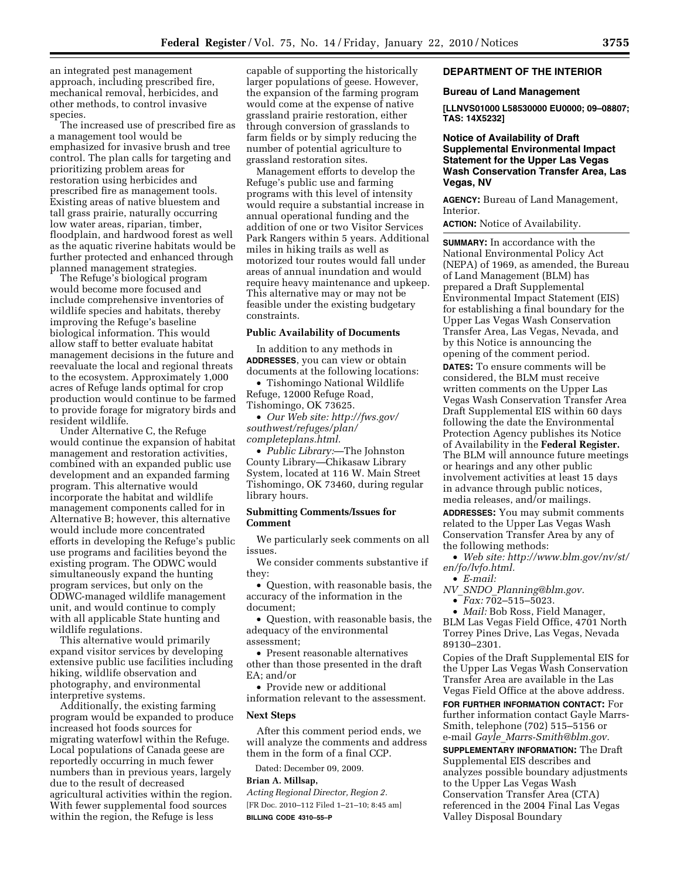an integrated pest management approach, including prescribed fire, mechanical removal, herbicides, and other methods, to control invasive species.

The increased use of prescribed fire as a management tool would be emphasized for invasive brush and tree control. The plan calls for targeting and prioritizing problem areas for restoration using herbicides and prescribed fire as management tools. Existing areas of native bluestem and tall grass prairie, naturally occurring low water areas, riparian, timber, floodplain, and hardwood forest as well as the aquatic riverine habitats would be further protected and enhanced through planned management strategies.

The Refuge's biological program would become more focused and include comprehensive inventories of wildlife species and habitats, thereby improving the Refuge's baseline biological information. This would allow staff to better evaluate habitat management decisions in the future and reevaluate the local and regional threats to the ecosystem. Approximately 1,000 acres of Refuge lands optimal for crop production would continue to be farmed to provide forage for migratory birds and resident wildlife.

Under Alternative C, the Refuge would continue the expansion of habitat management and restoration activities, combined with an expanded public use development and an expanded farming program. This alternative would incorporate the habitat and wildlife management components called for in Alternative B; however, this alternative would include more concentrated efforts in developing the Refuge's public use programs and facilities beyond the existing program. The ODWC would simultaneously expand the hunting program services, but only on the ODWC-managed wildlife management unit, and would continue to comply with all applicable State hunting and wildlife regulations.

This alternative would primarily expand visitor services by developing extensive public use facilities including hiking, wildlife observation and photography, and environmental interpretive systems.

Additionally, the existing farming program would be expanded to produce increased hot foods sources for migrating waterfowl within the Refuge. Local populations of Canada geese are reportedly occurring in much fewer numbers than in previous years, largely due to the result of decreased agricultural activities within the region. With fewer supplemental food sources within the region, the Refuge is less capable of supporting the historically larger populations of geese. However, the expansion of the farming program would come at the expense of native grassland prairie restoration, either through conversion of grasslands to farm fields or by simply reducing the number of potential agriculture to grassland restoration sites.

Management efforts to develop the Refuge's public use and farming programs with this level of intensity would require a substantial increase in annual operational funding and the addition of one or two Visitor Services Park Rangers within 5 years. Additional miles in hiking trails as well as motorized tour routes would fall under areas of annual inundation and would require heavy maintenance and upkeep. This alternative may or may not be feasible under the existing budgetary constraints.

## Public Availability of Documents

In addition to any methods in **ADDRESSES**, you can view or obtain documents at the following locations:

- Tishomingo National Wildlife Refuge, 12000 Refuge Road, Tishomingo, OK 73625.
- *Our Web site: http://fws.gov/southwest/refuges/plan/completeplans.html.*
- *Public Library:*—The Johnston County Library—Chikasaw Library System, located at 116 W. Main Street Tishomingo, OK 73460, during regular library hours.

## Submitting Comments/Issues for Comment

We particularly seek comments on all issues.

We consider comments substantive if they:

- Question, with reasonable basis, the accuracy of the information in the document;
- Question, with reasonable basis, the adequacy of the environmental assessment;
- Present reasonable alternatives other than those presented in the draft EA; and/or
- Provide new or additional information relevant to the assessment.

## Next Steps

After this comment period ends, we will analyze the comments and address them in the form of a final CCP.

Dated: December 09, 2009.

**Brian A. Millsap,**

*Acting Regional Director, Region 2.*

[FR Doc. 2010–112 Filed 1–21–10; 8:45 am]

**BILLING CODE 4310–55–P**

## DEPARTMENT OF THE INTERIOR

### Bureau of Land Management

**[LLNVS01000 L58530000 EU0000; 09–08807; TAS: 14X5232]**

### Notice of Availability of Draft Supplemental Environmental Impact Statement for the Upper Las Vegas Wash Conservation Transfer Area, Las Vegas, NV

**AGENCY:** Bureau of Land Management, Interior.

**ACTION:** Notice of Availability.

**SUMMARY:** In accordance with the National Environmental Policy Act (NEPA) of 1969, as amended, the Bureau of Land Management (BLM) has prepared a Draft Supplemental Environmental Impact Statement (EIS) for establishing a final boundary for the Upper Las Vegas Wash Conservation Transfer Area, Las Vegas, Nevada, and by this Notice is announcing the opening of the comment period.

**DATES:** To ensure comments will be considered, the BLM must receive written comments on the Upper Las Vegas Wash Conservation Transfer Area Draft Supplemental EIS within 60 days following the date the Environmental Protection Agency publishes its Notice of Availability in the **Federal Register.** The BLM will announce future meetings or hearings and any other public involvement activities at least 15 days in advance through public notices, media releases, and/or mailings.

**ADDRESSES:** You may submit comments related to the Upper Las Vegas Wash Conservation Transfer Area by any of the following methods:

- *Web site: http://www.blm.gov/nv/st/en/fo/lvfo.html.*
- *E-mail: NV_SNDO_Planning@blm.gov.*
- *Fax:* 702–515–5023.
- *Mail:* Bob Ross, Field Manager, BLM Las Vegas Field Office, 4701 North Torrey Pines Drive, Las Vegas, Nevada 89130–2301.

Copies of the Draft Supplemental EIS for the Upper Las Vegas Wash Conservation Transfer Area are available in the Las Vegas Field Office at the above address.

**FOR FURTHER INFORMATION CONTACT:** For further information contact Gayle Marrs-Smith, telephone (702) 515–5156 or e-mail *Gayle_Marrs-Smith@blm.gov.*

**SUPPLEMENTARY INFORMATION:** The Draft Supplemental EIS describes and analyzes possible boundary adjustments to the Upper Las Vegas Wash Conservation Transfer Area (CTA) referenced in the 2004 Final Las Vegas Valley Disposal Boundary